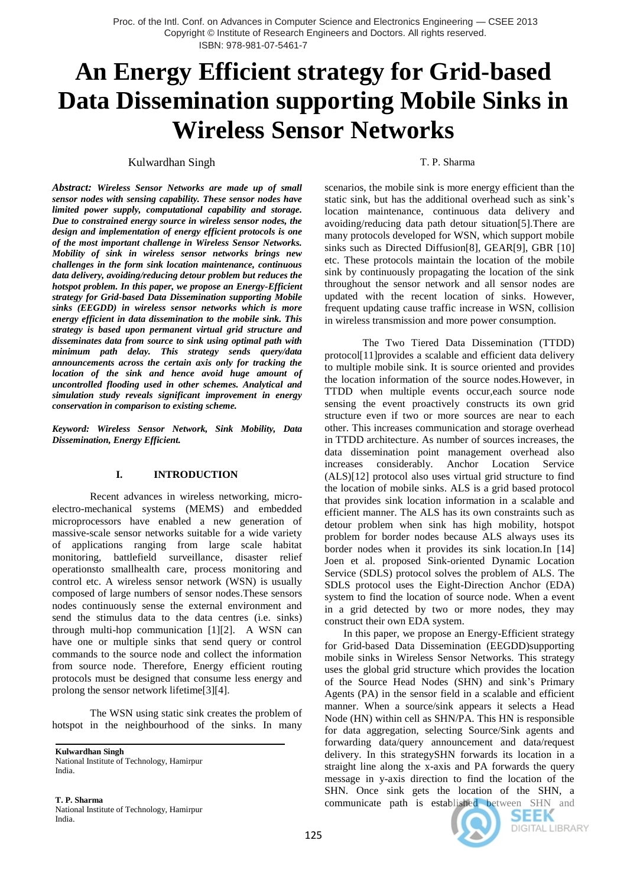# An Energy Efficient strategy for Grid-based Data Dissemination supporting Mobile Sinks in Wireless Sensor Networks

Kulwardhan Singh T. P. Sharma

***Abstract:*** ***Wireless Sensor Networks are made up of small sensor nodes with sensing capability. These sensor nodes have limited power supply, computational capability and storage. Due to constrained energy source in wireless sensor nodes, the design and implementation of energy efficient protocols is one of the most important challenge in Wireless Sensor Networks. Mobility of sink in wireless sensor networks brings new challenges in the form sink location maintenance, continuous data delivery, avoiding/reducing detour problem but reduces the hotspot problem. In this paper, we propose an Energy-Efficient strategy for Grid-based Data Dissemination supporting Mobile sinks (EEGDD) in wireless sensor networks which is more energy efficient in data dissemination to the mobile sink. This strategy is based upon permanent virtual grid structure and disseminates data from source to sink using optimal path with minimum path delay. This strategy sends query/data announcements across the certain axis only for tracking the location of the sink and hence avoid huge amount of uncontrolled flooding used in other schemes. Analytical and simulation study reveals significant improvement in energy conservation in comparison to existing scheme.***

***Keyword: Wireless Sensor Network, Sink Mobility, Data Dissemination, Energy Efficient.***

## I. INTRODUCTION

Recent advances in wireless networking, micro-electro-mechanical systems (MEMS) and embedded microprocessors have enabled a new generation of massive-scale sensor networks suitable for a wide variety of applications ranging from large scale habitat monitoring, battlefield surveillance, disaster relief operationsto smallhealth care, process monitoring and control etc. A wireless sensor network (WSN) is usually composed of large numbers of sensor nodes.These sensors nodes continuously sense the external environment and send the stimulus data to the data centres (i.e. sinks) through multi-hop communication [1][2]. A WSN can have one or multiple sinks that send query or control commands to the source node and collect the information from source node. Therefore, Energy efficient routing protocols must be designed that consume less energy and prolong the sensor network lifetime[3][4].

The WSN using static sink creates the problem of hotspot in the neighbourhood of the sinks. In many scenarios, the mobile sink is more energy efficient than the static sink, but has the additional overhead such as sink's location maintenance, continuous data delivery and avoiding/reducing data path detour situation[5].There are many protocols developed for WSN, which support mobile sinks such as Directed Diffusion[8], GEAR[9], GBR [10] etc. These protocols maintain the location of the mobile sink by continuously propagating the location of the sink throughout the sensor network and all sensor nodes are updated with the recent location of sinks. However, frequent updating cause traffic increase in WSN, collision in wireless transmission and more power consumption.

The Two Tiered Data Dissemination (TTDD) protocol[11]provides a scalable and efficient data delivery to multiple mobile sink. It is source oriented and provides the location information of the source nodes.However, in TTDD when multiple events occur,each source node sensing the event proactively constructs its own grid structure even if two or more sources are near to each other. This increases communication and storage overhead in TTDD architecture. As number of sources increases, the data dissemination point management overhead also increases considerably. Anchor Location Service (ALS)[12] protocol also uses virtual grid structure to find the location of mobile sinks. ALS is a grid based protocol that provides sink location information in a scalable and efficient manner. The ALS has its own constraints such as detour problem when sink has high mobility, hotspot problem for border nodes because ALS always uses its border nodes when it provides its sink location.In [14] Joen et al. proposed Sink-oriented Dynamic Location Service (SDLS) protocol solves the problem of ALS. The SDLS protocol uses the Eight-Direction Anchor (EDA) system to find the location of source node. When a event in a grid detected by two or more nodes, they may construct their own EDA system.

In this paper, we propose an Energy-Efficient strategy for Grid-based Data Dissemination (EEGDD)supporting mobile sinks in Wireless Sensor Networks. This strategy uses the global grid structure which provides the location of the Source Head Nodes (SHN) and sink's Primary Agents (PA) in the sensor field in a scalable and efficient manner. When a source/sink appears it selects a Head Node (HN) within cell as SHN/PA. This HN is responsible for data aggregation, selecting Source/Sink agents and forwarding data/query announcement and data/request delivery. In this strategySHN forwards its location in a straight line along the x-axis and PA forwards the query message in y-axis direction to find the location of the SHN. Once sink gets the location of the SHN, a communicate path is established between SHN and

**Kulwardhan Singh**
National Institute of Technology, Hamirpur
India.

**T. P. Sharma**
National Institute of Technology, Hamirpur
India.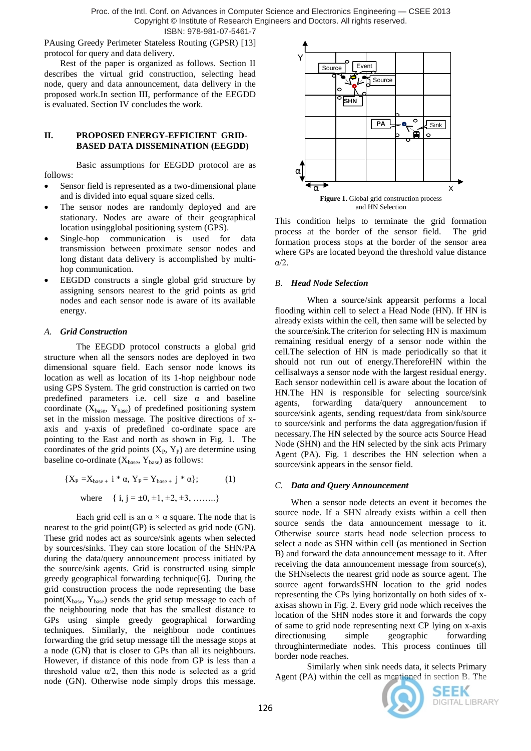PAusing Greedy Perimeter Stateless Routing (GPSR) [13] protocol for query and data delivery.

Rest of the paper is organized as follows. Section II describes the virtual grid construction, selecting head node, query and data announcement, data delivery in the proposed work.In section III, performance of the EEGDD is evaluated. Section IV concludes the work.

## II. PROPOSED ENERGY-EFFICIENT GRID-BASED DATA DISSEMINATION (EEGDD)

Basic assumptions for EEGDD protocol are as follows:

- Sensor field is represented as a two-dimensional plane and is divided into equal square sized cells.
- The sensor nodes are randomly deployed and are stationary. Nodes are aware of their geographical location usingglobal positioning system (GPS).
- Single-hop communication is used for data transmission between proximate sensor nodes and long distant data delivery is accomplished by multi-hop communication.
- EEGDD constructs a single global grid structure by assigning sensors nearest to the grid points as grid nodes and each sensor node is aware of its available energy.

### *A. Grid Construction*

The EEGDD protocol constructs a global grid structure when all the sensors nodes are deployed in two dimensional square field. Each sensor node knows its location as well as location of its 1-hop neighbour node using GPS System. The grid construction is carried on two predefined parameters i.e. cell size α and baseline coordinate ($X_{base}$, $Y_{base}$) of predefined positioning system set in the mission message. The positive directions of x-axis and y-axis of predefined co-ordinate space are pointing to the East and north as shown in Fig. 1. The coordinates of the grid points ($X_P$, $Y_P$) are determine using baseline co-ordinate ($X_{base}$, $Y_{base}$) as follows:

$$\{X_P = X_{base} + i * \alpha,\ Y_P = Y_{base} + j * \alpha\}; \qquad (1)$$

where $\{ i, j = \pm 0, \pm 1, \pm 2, \pm 3, \ldots\ldots.. \}$

Each grid cell is an α × α square. The node that is nearest to the grid point(GP) is selected as grid node (GN). These grid nodes act as source/sink agents when selected by sources/sinks. They can store location of the SHN/PA during the data/query announcement process initiated by the source/sink agents. Grid is constructed using simple greedy geographical forwarding technique[6]. During the grid construction process the node representing the base point($X_{base}$, $Y_{base}$) sends the grid setup message to each of the neighbouring node that has the smallest distance to GPs using simple greedy geographical forwarding techniques. Similarly, the neighbour node continues forwarding the grid setup message till the message stops at a node (GN) that is closer to GPs than all its neighbours. However, if distance of this node from GP is less than a threshold value α/2, then this node is selected as a grid node (GN). Otherwise node simply drops this message.

**Figure 1.** Global grid construction process and HN Selection

This condition helps to terminate the grid formation process at the border of the sensor field. The grid formation process stops at the border of the sensor area where GPs are located beyond the threshold value distance α/2.

### *B. Head Node Selection*

When a source/sink appearsit performs a local flooding within cell to select a Head Node (HN). If HN is already exists within the cell, then same will be selected by the source/sink.The criterion for selecting HN is maximum remaining residual energy of a sensor node within the cell.The selection of HN is made periodically so that it should not run out of energy.ThereforeHN within the cellisalways a sensor node with the largest residual energy. Each sensor nodewithin cell is aware about the location of HN.The HN is responsible for selecting source/sink agents, forwarding data/query announcement to source/sink agents, sending request/data from sink/source to source/sink and performs the data aggregation/fusion if necessary.The HN selected by the source acts Source Head Node (SHN) and the HN selected by the sink acts Primary Agent (PA). Fig. 1 describes the HN selection when a source/sink appears in the sensor field.

### *C. Data and Query Announcement*

When a sensor node detects an event it becomes the source node. If a SHN already exists within a cell then source sends the data announcement message to it. Otherwise source starts head node selection process to select a node as SHN within cell (as mentioned in Section B) and forward the data announcement message to it. After receiving the data announcement message from source(s), the SHNselects the nearest grid node as source agent. The source agent forwardsSHN location to the grid nodes representing the CPs lying horizontally on both sides of x-axisas shown in Fig. 2. Every grid node which receives the location of the SHN nodes store it and forwards the copy of same to grid node representing next CP lying on x-axis directionusing simple geographic forwarding throughintermediate nodes. This process continues till border node reaches.

Similarly when sink needs data, it selects Primary Agent (PA) within the cell as mentioned in section B. The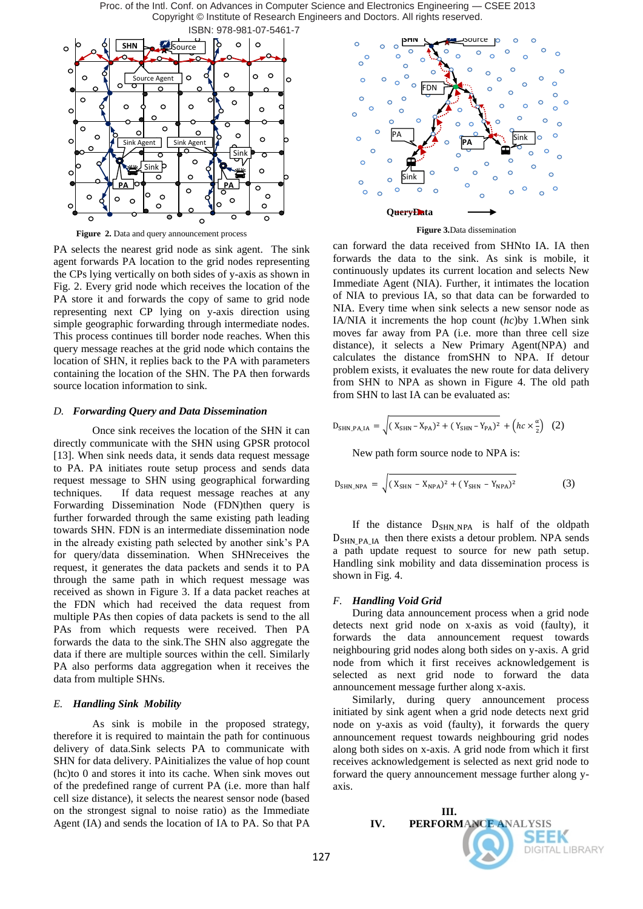**Figure 2.** Data and query announcement process

**Figure 3.** Data dissemination

PA selects the nearest grid node as sink agent. The sink agent forwards PA location to the grid nodes representing the CPs lying vertically on both sides of y-axis as shown in Fig. 2. Every grid node which receives the location of the PA store it and forwards the copy of same to grid node representing next CP lying on y-axis direction using simple geographic forwarding through intermediate nodes. This process continues till border node reaches. When this query message reaches at the grid node which contains the location of SHN, it replies back to the PA with parameters containing the location of the SHN. The PA then forwards source location information to sink.

### *D. Forwarding Query and Data Dissemination*

Once sink receives the location of the SHN it can directly communicate with the SHN using GPSR protocol [13]. When sink needs data, it sends data request message to PA. PA initiates route setup process and sends data request message to SHN using geographical forwarding techniques. If data request message reaches at any Forwarding Dissemination Node (FDN)then query is further forwarded through the same existing path leading towards SHN. FDN is an intermediate dissemination node in the already existing path selected by another sink's PA for query/data dissemination. When SHNreceives the request, it generates the data packets and sends it to PA through the same path in which request message was received as shown in Figure 3. If a data packet reaches at the FDN which had received the data request from multiple PAs then copies of data packets is send to the all PAs from which requests were received. Then PA forwards the data to the sink.The SHN also aggregate the data if there are multiple sources within the cell. Similarly PA also performs data aggregation when it receives the data from multiple SHNs.

### *E. Handling Sink Mobility*

As sink is mobile in the proposed strategy, therefore it is required to maintain the path for continuous delivery of data.Sink selects PA to communicate with SHN for data delivery. PAinitializes the value of hop count (hc)to 0 and stores it into its cache. When sink moves out of the predefined range of current PA (i.e. more than half cell size distance), it selects the nearest sensor node (based on the strongest signal to noise ratio) as the Immediate Agent (IA) and sends the location of IA to PA. So that PA can forward the data received from SHNto IA. IA then forwards the data to the sink. As sink is mobile, it continuously updates its current location and selects New Immediate Agent (NIA). Further, it intimates the location of NIA to previous IA, so that data can be forwarded to NIA. Every time when sink selects a new sensor node as IA/NIA it increments the hop count (*hc*)by 1.When sink moves far away from PA (i.e. more than three cell size distance), it selects a New Primary Agent(NPA) and calculates the distance fromSHN to NPA. If detour problem exists, it evaluates the new route for data delivery from SHN to NPA as shown in Figure 4. The old path from SHN to last IA can be evaluated as:

$$D_{SHN\_PA\_IA} = \sqrt{(X_{SHN} - X_{PA})^2 + (Y_{SHN} - Y_{PA})^2} + \left(hc \times \frac{\alpha}{2}\right) \quad (2)$$

New path form source node to NPA is:

$$D_{SHN\_NPA} = \sqrt{(X_{SHN} - X_{NPA})^2 + (Y_{SHN} - Y_{NPA})^2} \quad (3)$$

If the distance $D_{SHN\_NPA}$ is half of the oldpath $D_{SHN\_PA\_IA}$ then there exists a detour problem. NPA sends a path update request to source for new path setup. Handling sink mobility and data dissemination process is shown in Fig. 4.

### *F. Handling Void Grid*

During data announcement process when a grid node detects next grid node on x-axis as void (faulty), it forwards the data announcement request towards neighbouring grid nodes along both sides on y-axis. A grid node from which it first receives acknowledgement is selected as next grid node to forward the data announcement message further along x-axis.

Similarly, during query announcement process initiated by sink agent when a grid node detects next grid node on y-axis as void (faulty), it forwards the query announcement request towards neighbouring grid nodes along both sides on x-axis. A grid node from which it first receives acknowledgement is selected as next grid node to forward the query announcement message further along y-axis.

## III.

## IV. PERFORMANCE ANALYSIS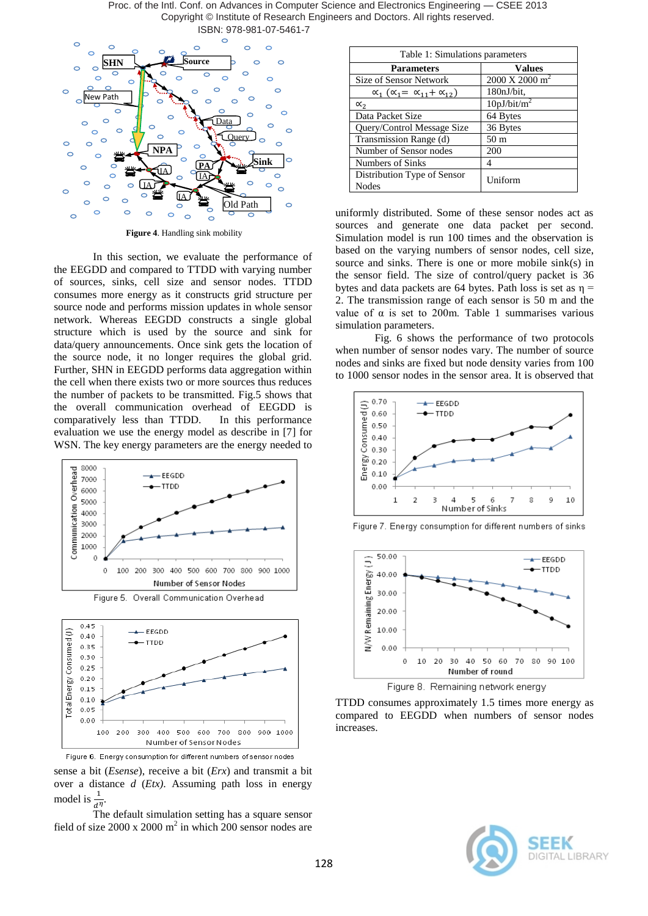Figure 4. Handling sink mobility

In this section, we evaluate the performance of the EEGDD and compared to TTDD with varying number of sources, sinks, cell size and sensor nodes. TTDD consumes more energy as it constructs grid structure per source node and performs mission updates in whole sensor network. Whereas EEGDD constructs a single global structure which is used by the source and sink for data/query announcements. Once sink gets the location of the source node, it no longer requires the global grid. Further, SHN in EEGDD performs data aggregation within the cell when there exists two or more sources thus reduces the number of packets to be transmitted. Fig.5 shows that the overall communication overhead of EEGDD is comparatively less than TTDD. In this performance evaluation we use the energy model as describe in [7] for WSN. The key energy parameters are the energy needed to

Figure 5. Overall Communication Overhead

Figure 6. Energy consumption for different numbers of sensor nodes

sense a bit (*Esense*), receive a bit (*Erx*) and transmit a bit over a distance *d* (*Etx*). Assuming path loss in energy model is $\frac{1}{d^{\eta}}$.

The default simulation setting has a square sensor field of size 2000 x 2000 m$^2$ in which 200 sensor nodes are

Table 1: Simulations parameters

| Parameters | Values |
|---|---|
| Size of Sensor Network | 2000 X 2000 m$^2$ |
| $\propto_1$ ($\propto_1 = \propto_{11} + \propto_{12}$) | 180nJ/bit, |
| $\propto_2$ | 10pJ/bit/m$^2$ |
| Data Packet Size | 64 Bytes |
| Query/Control Message Size | 36 Bytes |
| Transmission Range (d) | 50 m |
| Number of Sensor nodes | 200 |
| Numbers of Sinks | 4 |
| Distribution Type of Sensor Nodes | Uniform |

uniformly distributed. Some of these sensor nodes act as sources and generate one data packet per second. Simulation model is run 100 times and the observation is based on the varying numbers of sensor nodes, cell size, source and sinks. There is one or more mobile sink(s) in the sensor field. The size of control/query packet is 36 bytes and data packets are 64 bytes. Path loss is set as $\eta$ = 2. The transmission range of each sensor is 50 m and the value of $\alpha$ is set to 200m. Table 1 summarises various simulation parameters.

Fig. 6 shows the performance of two protocols when number of sensor nodes vary. The number of source nodes and sinks are fixed but node density varies from 100 to 1000 sensor nodes in the sensor area. It is observed that

Figure 7. Energy consumption for different numbers of sinks

Figure 8. Remaining network energy

TTDD consumes approximately 1.5 times more energy as compared to EEGDD when numbers of sensor nodes increases.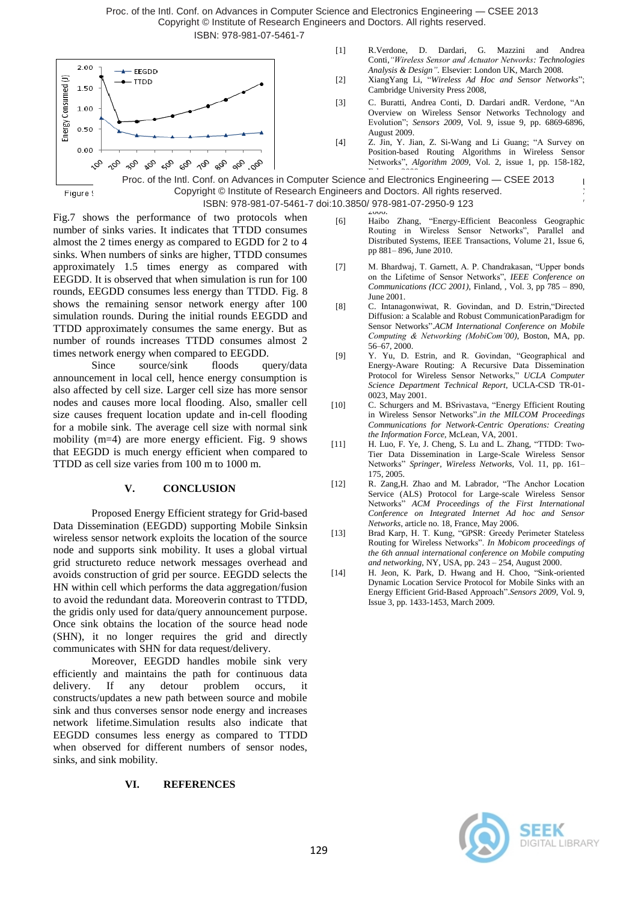2.00
1.50
1.00
0.50
0.00
Energy Consumed (J)
EEGDD
TTDD
100 200 300 400 500 600 700 800 900 1000

Figure 9

Fig.7 shows the performance of two protocols when number of sinks varies. It indicates that TTDD consumes almost the 2 times energy as compared to EGDD for 2 to 4 sinks. When numbers of sinks are higher, TTDD consumes approximately 1.5 times energy as compared with EEGDD. It is observed that when simulation is run for 100 rounds, EEGDD consumes less energy than TTDD. Fig. 8 shows the remaining sensor network energy after 100 simulation rounds. During the initial rounds EEGDD and TTDD approximately consumes the same energy. But as number of rounds increases TTDD consumes almost 2 times network energy when compared to EEGDD.

Since source/sink floods query/data announcement in local cell, hence energy consumption is also affected by cell size. Larger cell size has more sensor nodes and causes more local flooding. Also, smaller cell size causes frequent location update and in-cell flooding for a mobile sink. The average cell size with normal sink mobility (m=4) are more energy efficient. Fig. 9 shows that EEGDD is much energy efficient when compared to TTDD as cell size varies from 100 m to 1000 m.

## V. CONCLUSION

Proposed Energy Efficient strategy for Grid-based Data Dissemination (EEGDD) supporting Mobile Sinksin wireless sensor network exploits the location of the source node and supports sink mobility. It uses a global virtual grid structureto reduce network messages overhead and avoids construction of grid per source. EEGDD selects the HN within cell which performs the data aggregation/fusion to avoid the redundant data. Moreoverin contrast to TTDD, the gridis only used for data/query announcement purpose. Once sink obtains the location of the source head node (SHN), it no longer requires the grid and directly communicates with SHN for data request/delivery.

Moreover, EEGDD handles mobile sink very efficiently and maintains the path for continuous data delivery. If any detour problem occurs, it constructs/updates a new path between source and mobile sink and thus converses sensor node energy and increases network lifetime.Simulation results also indicate that EEGDD consumes less energy as compared to TTDD when observed for different numbers of sensor nodes, sinks, and sink mobility.

## VI. REFERENCES

[1] R.Verdone, D. Dardari, G. Mazzini and Andrea Conti,*"Wireless Sensor and Actuator Networks: Technologies Analysis & Design"*. Elsevier: London UK, March 2008.

[2] XiangYang Li, "*Wireless Ad Hoc and Sensor Networks*"; Cambridge University Press 2008,

[3] C. Buratti, Andrea Conti, D. Dardari andR. Verdone, "An Overview on Wireless Sensor Networks Technology and Evolution"; *Sensors 2009*, Vol. 9, issue 9, pp. 6869-6896, August 2009.

[4] Z. Jin, Y. Jian, Z. Si-Wang and Li Guang; "A Survey on Position-based Routing Algorithms in Wireless Sensor Networks", *Algorithm 2009*, Vol. 2, issue 1, pp. 158-182, February 2009.

[6] Haibo Zhang, "Energy-Efficient Beaconless Geographic Routing in Wireless Sensor Networks", Parallel and Distributed Systems, IEEE Transactions, Volume 21, Issue 6, pp 881– 896, June 2010.

[7] M. Bhardwaj, T. Garnett, A. P. Chandrakasan, "Upper bonds on the Lifetime of Sensor Networks", *IEEE Conference on Communications (ICC 2001)*, Finland, , Vol. 3, pp 785 – 890, June 2001.

[8] C. Intanagonwiwat, R. Govindan, and D. Estrin,"Directed Diffusion: a Scalable and Robust CommunicationParadigm for Sensor Networks".*ACM International Conference on Mobile Computing & Networking (MobiCom'00)*, Boston, MA, pp. 56–67, 2000.

[9] Y. Yu, D. Estrin, and R. Govindan, "Geographical and Energy-Aware Routing: A Recursive Data Dissemination Protocol for Wireless Sensor Networks," *UCLA Computer Science Department Technical Report*, UCLA-CSD TR-01-0023, May 2001.

[10] C. Schurgers and M. BSrivastava, "Energy Efficient Routing in Wireless Sensor Networks".*in the MILCOM Proceedings Communications for Network-Centric Operations: Creating the Information Force*, McLean, VA, 2001.

[11] H. Luo, F. Ye, J. Cheng, S. Lu and L. Zhang, "TTDD: Two-Tier Data Dissemination in Large-Scale Wireless Sensor Networks" *Springer, Wireless Networks*, Vol. 11, pp. 161–175, 2005.

[12] R. Zang,H. Zhao and M. Labrador, "The Anchor Location Service (ALS) Protocol for Large-scale Wireless Sensor Networks" *ACM Proceedings of the First International Conference on Integrated Internet Ad hoc and Sensor Networks*, article no. 18, France, May 2006.

[13] Brad Karp, H. T. Kung, "GPSR: Greedy Perimeter Stateless Routing for Wireless Networks". *In Mobicom proceedings of the 6th annual international conference on Mobile computing and networking*, NY, USA, pp. 243 – 254, August 2000.

[14] H. Jeon, K. Park, D. Hwang and H. Choo, "Sink-oriented Dynamic Location Service Protocol for Mobile Sinks with an Energy Efficient Grid-Based Approach".*Sensors 2009*, Vol. 9, Issue 3, pp. 1433-1453, March 2009.